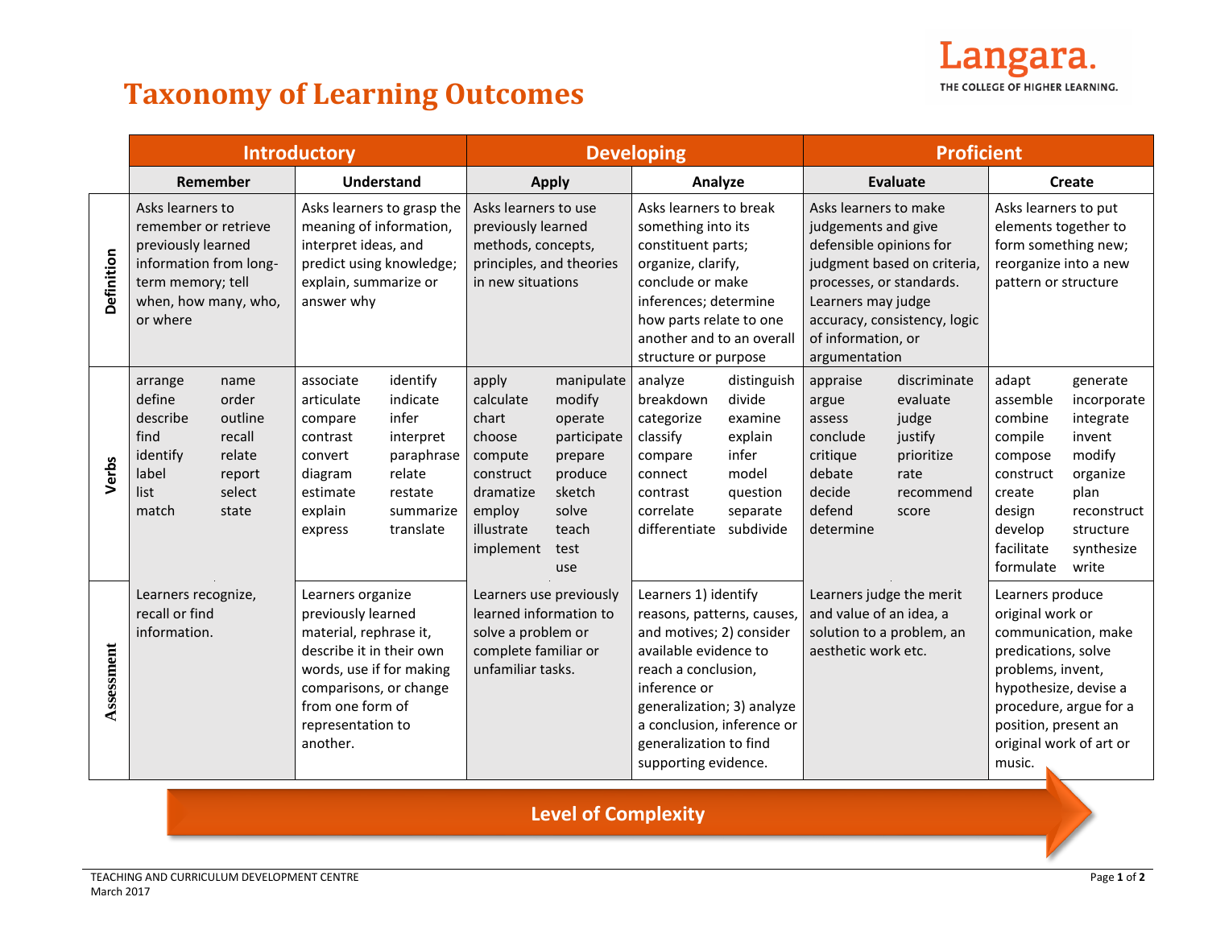# Taxonomy of Learning Outcomes

Langara. THE COLLEGE OF HIGHER LEARNING.

| | Introductory | | Developing | | Proficient | |
|---|---|---|---|---|---|---|
| | **Remember** | **Understand** | **Apply** | **Analyze** | **Evaluate** | **Create** |
| **Definition** | Asks learners to remember or retrieve previously learned information from long-term memory; tell when, how many, who, or where | Asks learners to grasp the meaning of information, interpret ideas, and predict using knowledge; explain, summarize or answer why | Asks learners to use previously learned methods, concepts, principles, and theories in new situations | Asks learners to break something into its constituent parts; organize, clarify, conclude or make inferences; determine how parts relate to one another and to an overall structure or purpose | Asks learners to make judgements and give defensible opinions for judgment based on criteria, processes, or standards. Learners may judge accuracy, consistency, logic of information, or argumentation | Asks learners to put elements together to form something new; reorganize into a new pattern or structure |
| **Verbs** | arrange, define, describe, find, identify, label, list, match, name, order, outline, recall, relate, report, select, state | associate, articulate, compare, contrast, convert, diagram, estimate, explain, express, identify, indicate, infer, interpret, paraphrase, relate, restate, summarize, translate | apply, calculate, chart, choose, compute, construct, dramatize, employ, illustrate, implement, manipulate, modify, operate, participate, prepare, produce, sketch, solve, teach, test, use | analyze, breakdown, categorize, classify, compare, connect, contrast, correlate, differentiate, distinguish, divide, examine, explain, infer, model, question, separate, subdivide | appraise, argue, assess, conclude, critique, debate, decide, defend, determine, discriminate, evaluate, judge, justify, prioritize, rate, recommend, score | adapt, assemble, combine, compile, compose, construct, create, design, develop, facilitate, formulate, generate, incorporate, integrate, invent, modify, organize, plan, reconstruct, structure, synthesize, write |
| **Assessment** | Learners recognize, recall or find information. | Learners organize previously learned material, rephrase it, describe it in their own words, use if for making comparisons, or change from one form of representation to another. | Learners use previously learned information to solve a problem or complete familiar or unfamiliar tasks. | Learners 1) identify reasons, patterns, causes, and motives; 2) consider available evidence to reach a conclusion, inference or generalization; 3) analyze a conclusion, inference or generalization to find supporting evidence. | Learners judge the merit and value of an idea, a solution to a problem, an aesthetic work etc. | Learners produce original work or communication, make predications, solve problems, invent, hypothesize, devise a procedure, argue for a position, present an original work of art or music. |

**Level of Complexity** →

TEACHING AND CURRICULUM DEVELOPMENT CENTRE
March 2017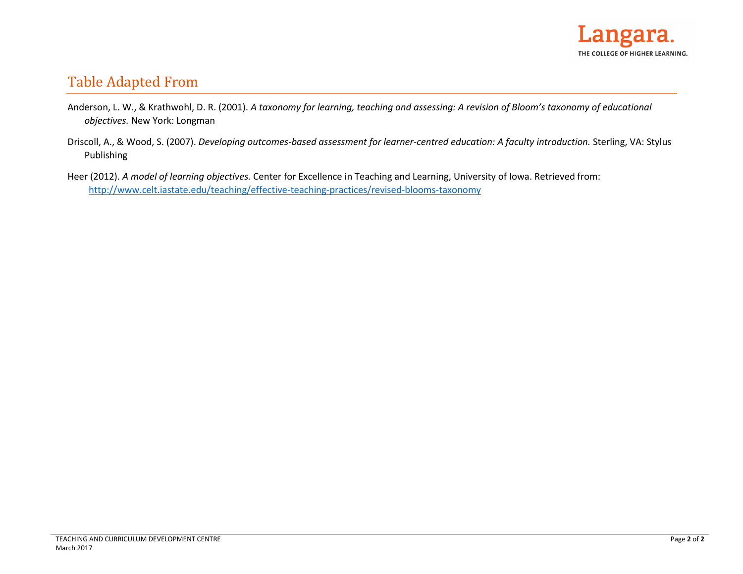## Table Adapted From

Anderson, L. W., & Krathwohl, D. R. (2001). *A taxonomy for learning, teaching and assessing: A revision of Bloom's taxonomy of educational objectives.* New York: Longman

Driscoll, A., & Wood, S. (2007). *Developing outcomes-based assessment for learner-centred education: A faculty introduction.* Sterling, VA: Stylus Publishing

Heer (2012). *A model of learning objectives.* Center for Excellence in Teaching and Learning, University of Iowa. Retrieved from: http://www.celt.iastate.edu/teaching/effective-teaching-practices/revised-blooms-taxonomy